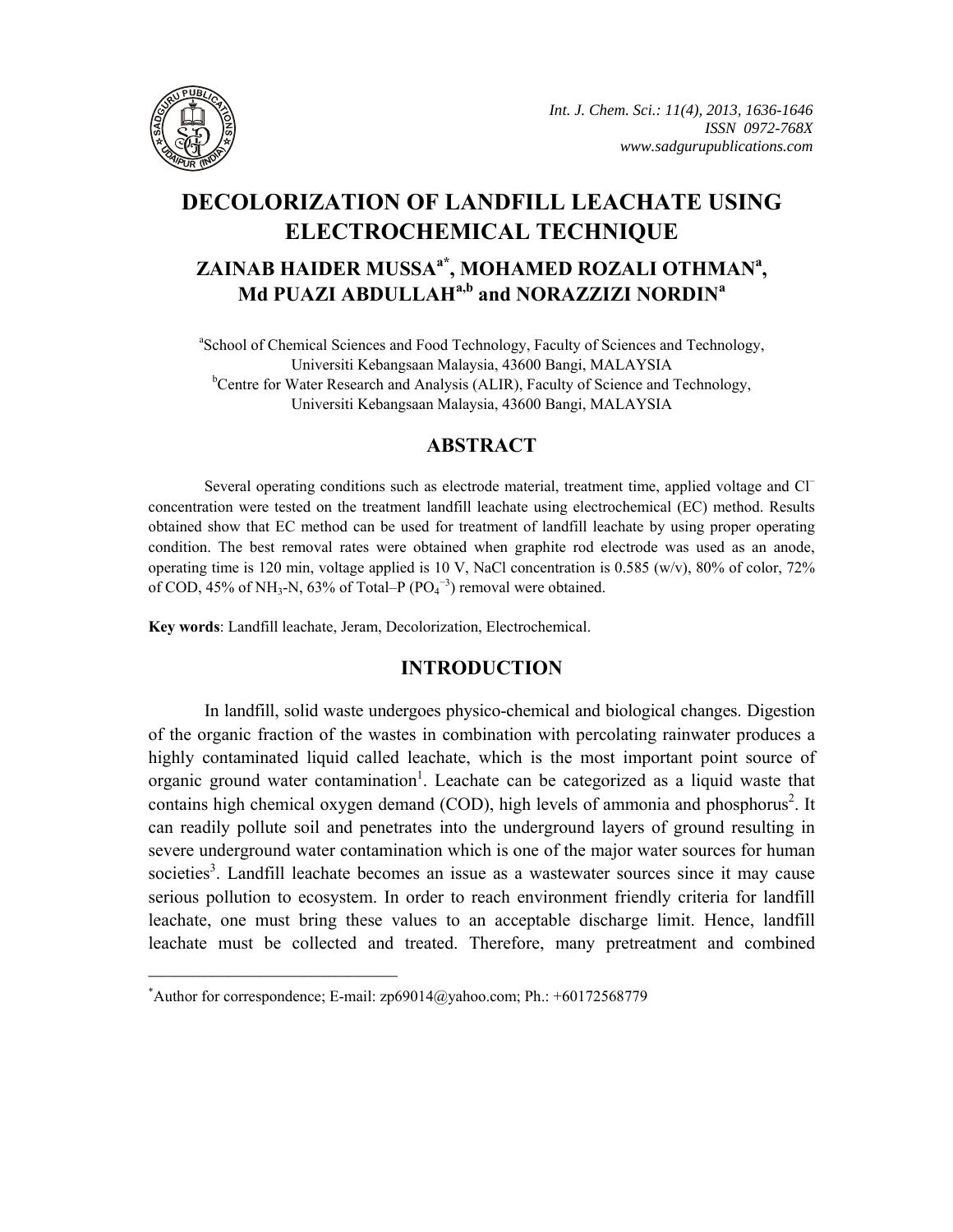# DECOLORIZATION OF LANDFILL LEACHATE USING ELECTROCHEMICAL TECHNIQUE

**ZAINAB HAIDER MUSSA[a*], MOHAMED ROZALI OTHMAN[a], Md PUAZI ABDULLAH[a,b] and NORAZZIZI NORDIN[a]**

[a]School of Chemical Sciences and Food Technology, Faculty of Sciences and Technology, Universiti Kebangsaan Malaysia, 43600 Bangi, MALAYSIA

[b]Centre for Water Research and Analysis (ALIR), Faculty of Science and Technology, Universiti Kebangsaan Malaysia, 43600 Bangi, MALAYSIA

## ABSTRACT

Several operating conditions such as electrode material, treatment time, applied voltage and $Cl^-$ concentration were tested on the treatment landfill leachate using electrochemical (EC) method. Results obtained show that EC method can be used for treatment of landfill leachate by using proper operating condition. The best removal rates were obtained when graphite rod electrode was used as an anode, operating time is 120 min, voltage applied is 10 V, NaCl concentration is 0.585 (w/v), 80% of color, 72% of COD, 45% of $NH_3$-N, 63% of Total–P ($PO_4^{-3}$) removal were obtained.

**Key words**: Landfill leachate, Jeram, Decolorization, Electrochemical.

## INTRODUCTION

In landfill, solid waste undergoes physico-chemical and biological changes. Digestion of the organic fraction of the wastes in combination with percolating rainwater produces a highly contaminated liquid called leachate, which is the most important point source of organic ground water contamination[1]. Leachate can be categorized as a liquid waste that contains high chemical oxygen demand (COD), high levels of ammonia and phosphorus[2]. It can readily pollute soil and penetrates into the underground layers of ground resulting in severe underground water contamination which is one of the major water sources for human societies[3]. Landfill leachate becomes an issue as a wastewater sources since it may cause serious pollution to ecosystem. In order to reach environment friendly criteria for landfill leachate, one must bring these values to an acceptable discharge limit. Hence, landfill leachate must be collected and treated. Therefore, many pretreatment and combined

---

*Author for correspondence; E-mail: zp69014@yahoo.com; Ph.: +60172568779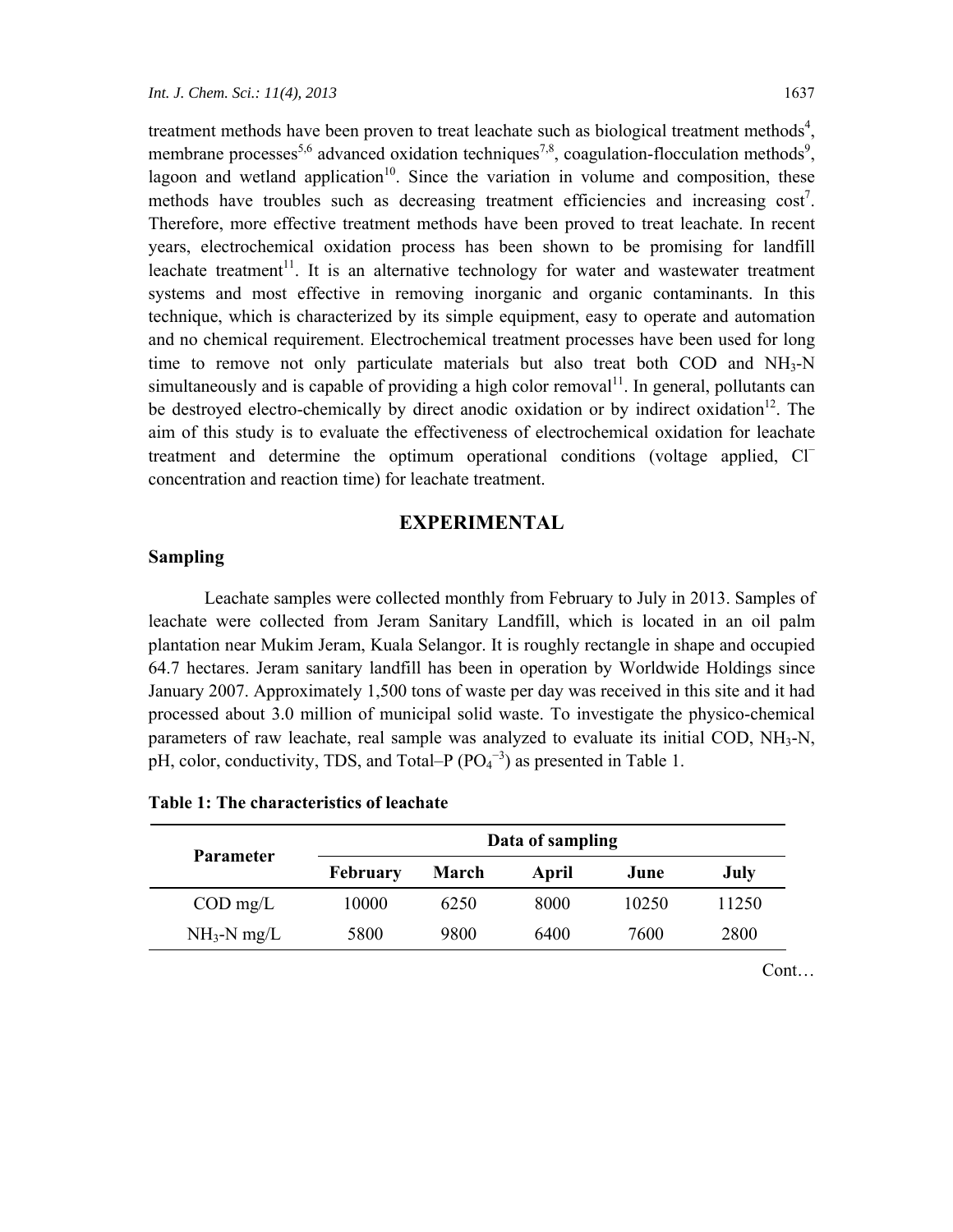treatment methods have been proven to treat leachate such as biological treatment methods[4], membrane processes[5,6] advanced oxidation techniques[7,8], coagulation-flocculation methods[9], lagoon and wetland application[10]. Since the variation in volume and composition, these methods have troubles such as decreasing treatment efficiencies and increasing cost[7]. Therefore, more effective treatment methods have been proved to treat leachate. In recent years, electrochemical oxidation process has been shown to be promising for landfill leachate treatment[11]. It is an alternative technology for water and wastewater treatment systems and most effective in removing inorganic and organic contaminants. In this technique, which is characterized by its simple equipment, easy to operate and automation and no chemical requirement. Electrochemical treatment processes have been used for long time to remove not only particulate materials but also treat both COD and $NH_3$-N simultaneously and is capable of providing a high color removal[11]. In general, pollutants can be destroyed electro-chemically by direct anodic oxidation or by indirect oxidation[12]. The aim of this study is to evaluate the effectiveness of electrochemical oxidation for leachate treatment and determine the optimum operational conditions (voltage applied, $Cl^-$ concentration and reaction time) for leachate treatment.

## EXPERIMENTAL

### Sampling

Leachate samples were collected monthly from February to July in 2013. Samples of leachate were collected from Jeram Sanitary Landfill, which is located in an oil palm plantation near Mukim Jeram, Kuala Selangor. It is roughly rectangle in shape and occupied 64.7 hectares. Jeram sanitary landfill has been in operation by Worldwide Holdings since January 2007. Approximately 1,500 tons of waste per day was received in this site and it had processed about 3.0 million of municipal solid waste. To investigate the physico-chemical parameters of raw leachate, real sample was analyzed to evaluate its initial COD, $NH_3$-N, pH, color, conductivity, TDS, and Total–P ($PO_4^{-3}$) as presented in Table 1.

**Table 1: The characteristics of leachate**

| Parameter | Data of sampling | | | | |
|---|---|---|---|---|---|
| | **February** | **March** | **April** | **June** | **July** |
| COD mg/L | 10000 | 6250 | 8000 | 10250 | 11250 |
| $NH_3$-N mg/L | 5800 | 9800 | 6400 | 7600 | 2800 |

Cont…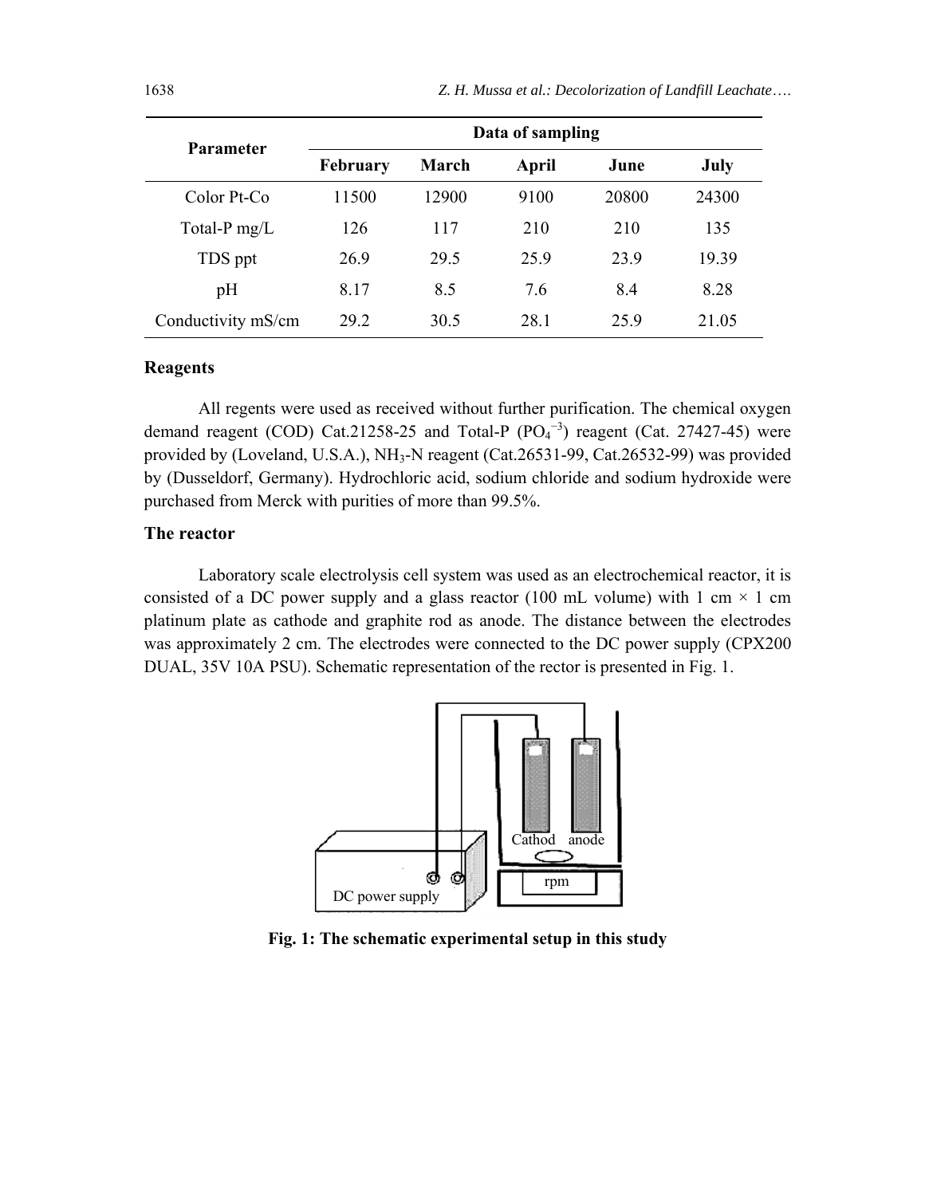| Parameter | Data of sampling | | | | |
|---|---|---|---|---|---|
| | February | March | April | June | July |
| Color Pt-Co | 11500 | 12900 | 9100 | 20800 | 24300 |
| Total-P mg/L | 126 | 117 | 210 | 210 | 135 |
| TDS ppt | 26.9 | 29.5 | 25.9 | 23.9 | 19.39 |
| pH | 8.17 | 8.5 | 7.6 | 8.4 | 8.28 |
| Conductivity mS/cm | 29.2 | 30.5 | 28.1 | 25.9 | 21.05 |

### Reagents

All regents were used as received without further purification. The chemical oxygen demand reagent (COD) Cat.21258-25 and Total-P ($PO_4^{-3}$) reagent (Cat. 27427-45) were provided by (Loveland, U.S.A.), $NH_3$-N reagent (Cat.26531-99, Cat.26532-99) was provided by (Dusseldorf, Germany). Hydrochloric acid, sodium chloride and sodium hydroxide were purchased from Merck with purities of more than 99.5%.

### The reactor

Laboratory scale electrolysis cell system was used as an electrochemical reactor, it is consisted of a DC power supply and a glass reactor (100 mL volume) with 1 cm × 1 cm platinum plate as cathode and graphite rod as anode. The distance between the electrodes was approximately 2 cm. The electrodes were connected to the DC power supply (CPX200 DUAL, 35V 10A PSU). Schematic representation of the rector is presented in Fig. 1.

**Fig. 1: The schematic experimental setup in this study**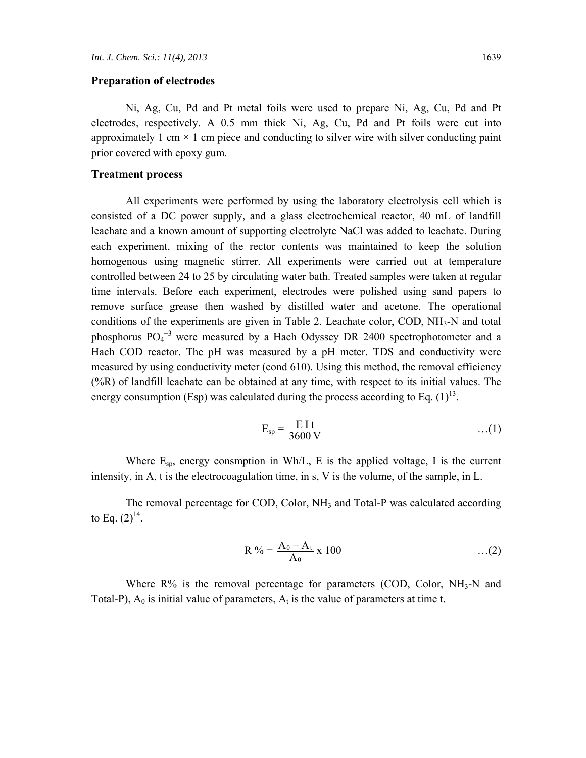### Preparation of electrodes

Ni, Ag, Cu, Pd and Pt metal foils were used to prepare Ni, Ag, Cu, Pd and Pt electrodes, respectively. A 0.5 mm thick Ni, Ag, Cu, Pd and Pt foils were cut into approximately 1 cm × 1 cm piece and conducting to silver wire with silver conducting paint prior covered with epoxy gum.

### Treatment process

All experiments were performed by using the laboratory electrolysis cell which is consisted of a DC power supply, and a glass electrochemical reactor, 40 mL of landfill leachate and a known amount of supporting electrolyte NaCl was added to leachate. During each experiment, mixing of the rector contents was maintained to keep the solution homogenous using magnetic stirrer. All experiments were carried out at temperature controlled between 24 to 25 by circulating water bath. Treated samples were taken at regular time intervals. Before each experiment, electrodes were polished using sand papers to remove surface grease then washed by distilled water and acetone. The operational conditions of the experiments are given in Table 2. Leachate color, COD, $NH_3$-N and total phosphorus $PO_4^{-3}$ were measured by a Hach Odyssey DR 2400 spectrophotometer and a Hach COD reactor. The pH was measured by a pH meter. TDS and conductivity were measured by using conductivity meter (cond 610). Using this method, the removal efficiency (%R) of landfill leachate can be obtained at any time, with respect to its initial values. The energy consumption (Esp) was calculated during the process according to Eq. (1)[13].

$$E_{sp} = \frac{E\,I\,t}{3600\,V} \qquad \ldots(1)$$

Where $E_{sp}$, energy consmption in Wh/L, E is the applied voltage, I is the current intensity, in A, t is the electrocoagulation time, in s, V is the volume, of the sample, in L.

The removal percentage for COD, Color, $NH_3$ and Total-P was calculated according to Eq. (2)[14].

$$R\ \% = \frac{A_0 - A_t}{A_0} \times 100 \qquad \ldots(2)$$

Where R% is the removal percentage for parameters (COD, Color, $NH_3$-N and Total-P), $A_0$ is initial value of parameters, $A_t$ is the value of parameters at time t.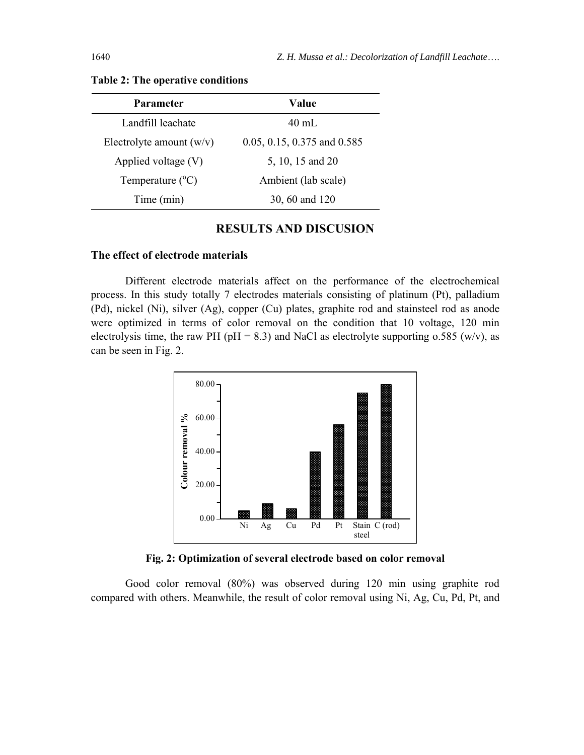**Table 2: The operative conditions**

| Parameter | Value |
|---|---|
| Landfill leachate | 40 mL |
| Electrolyte amount (w/v) | 0.05, 0.15, 0.375 and 0.585 |
| Applied voltage (V) | 5, 10, 15 and 20 |
| Temperature ($^{o}$C) | Ambient (lab scale) |
| Time (min) | 30, 60 and 120 |

## RESULTS AND DISCUSION

### The effect of electrode materials

Different electrode materials affect on the performance of the electrochemical process. In this study totally 7 electrodes materials consisting of platinum (Pt), palladium (Pd), nickel (Ni), silver (Ag), copper (Cu) plates, graphite rod and stainsteel rod as anode were optimized in terms of color removal on the condition that 10 voltage, 120 min electrolysis time, the raw PH (pH = 8.3) and NaCl as electrolyte supporting o.585 (w/v), as can be seen in Fig. 2.

**Fig. 2: Optimization of several electrode based on color removal**

Good color removal (80%) was observed during 120 min using graphite rod compared with others. Meanwhile, the result of color removal using Ni, Ag, Cu, Pd, Pt, and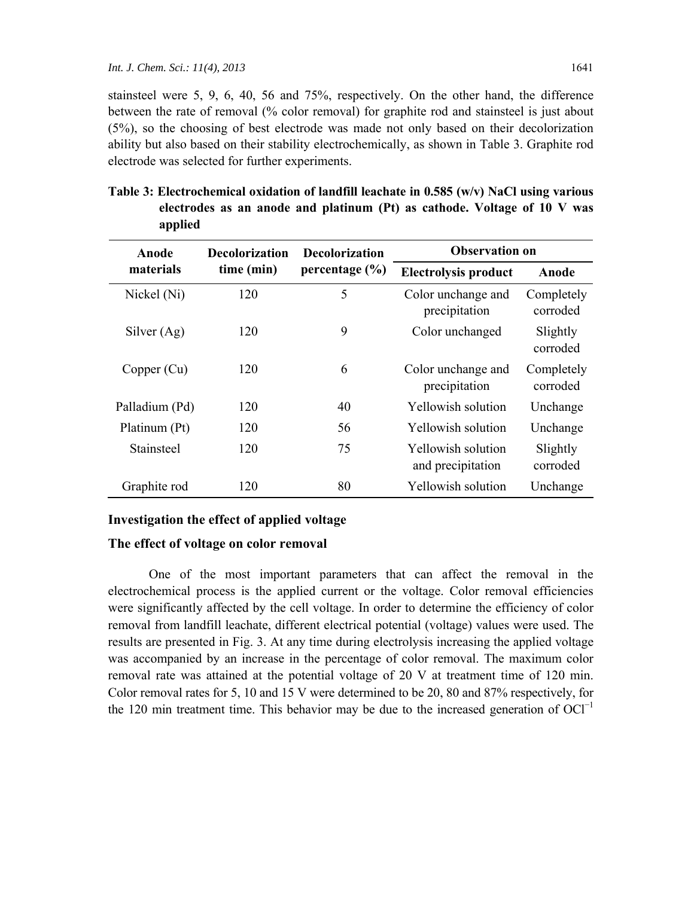stainsteel were 5, 9, 6, 40, 56 and 75%, respectively. On the other hand, the difference between the rate of removal (% color removal) for graphite rod and stainsteel is just about (5%), so the choosing of best electrode was made not only based on their decolorization ability but also based on their stability electrochemically, as shown in Table 3. Graphite rod electrode was selected for further experiments.

**Table 3: Electrochemical oxidation of landfill leachate in 0.585 (w/v) NaCl using various electrodes as an anode and platinum (Pt) as cathode. Voltage of 10 V was applied**

| Anode materials | Decolorization time (min) | Decolorization percentage (%) | Observation on | |
|---|---|---|---|---|
| | | | Electrolysis product | Anode |
| Nickel (Ni) | 120 | 5 | Color unchange and precipitation | Completely corroded |
| Silver (Ag) | 120 | 9 | Color unchanged | Slightly corroded |
| Copper (Cu) | 120 | 6 | Color unchange and precipitation | Completely corroded |
| Palladium (Pd) | 120 | 40 | Yellowish solution | Unchange |
| Platinum (Pt) | 120 | 56 | Yellowish solution | Unchange |
| Stainsteel | 120 | 75 | Yellowish solution and precipitation | Slightly corroded |
| Graphite rod | 120 | 80 | Yellowish solution | Unchange |

### Investigation the effect of applied voltage

### The effect of voltage on color removal

One of the most important parameters that can affect the removal in the electrochemical process is the applied current or the voltage. Color removal efficiencies were significantly affected by the cell voltage. In order to determine the efficiency of color removal from landfill leachate, different electrical potential (voltage) values were used. The results are presented in Fig. 3. At any time during electrolysis increasing the applied voltage was accompanied by an increase in the percentage of color removal. The maximum color removal rate was attained at the potential voltage of 20 V at treatment time of 120 min. Color removal rates for 5, 10 and 15 V were determined to be 20, 80 and 87% respectively, for the 120 min treatment time. This behavior may be due to the increased generation of $OCl^{-1}$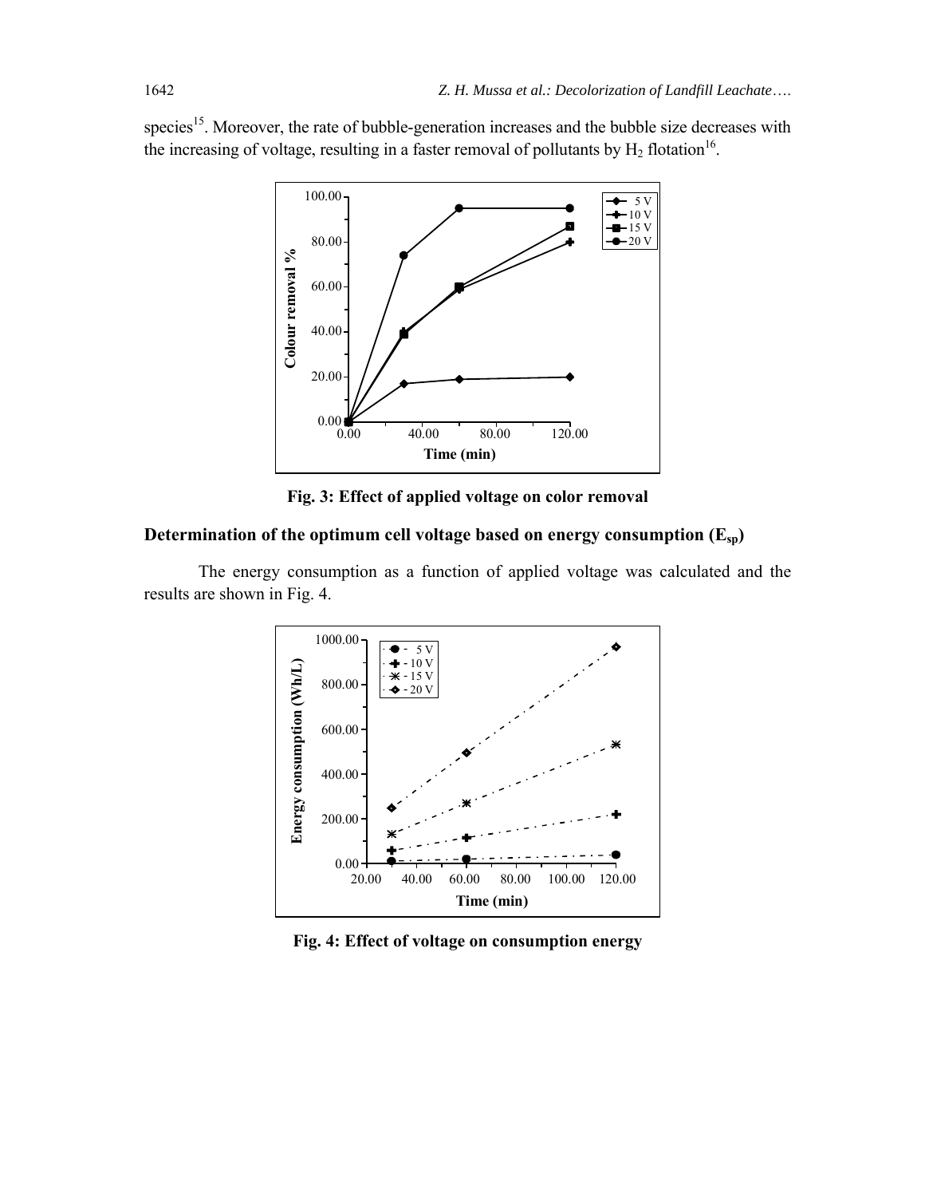species[15]. Moreover, the rate of bubble-generation increases and the bubble size decreases with the increasing of voltage, resulting in a faster removal of pollutants by $H_2$ flotation[16].

**Fig. 3: Effect of applied voltage on color removal**

### Determination of the optimum cell voltage based on energy consumption ($E_{sp}$)

The energy consumption as a function of applied voltage was calculated and the results are shown in Fig. 4.

**Fig. 4: Effect of voltage on consumption energy**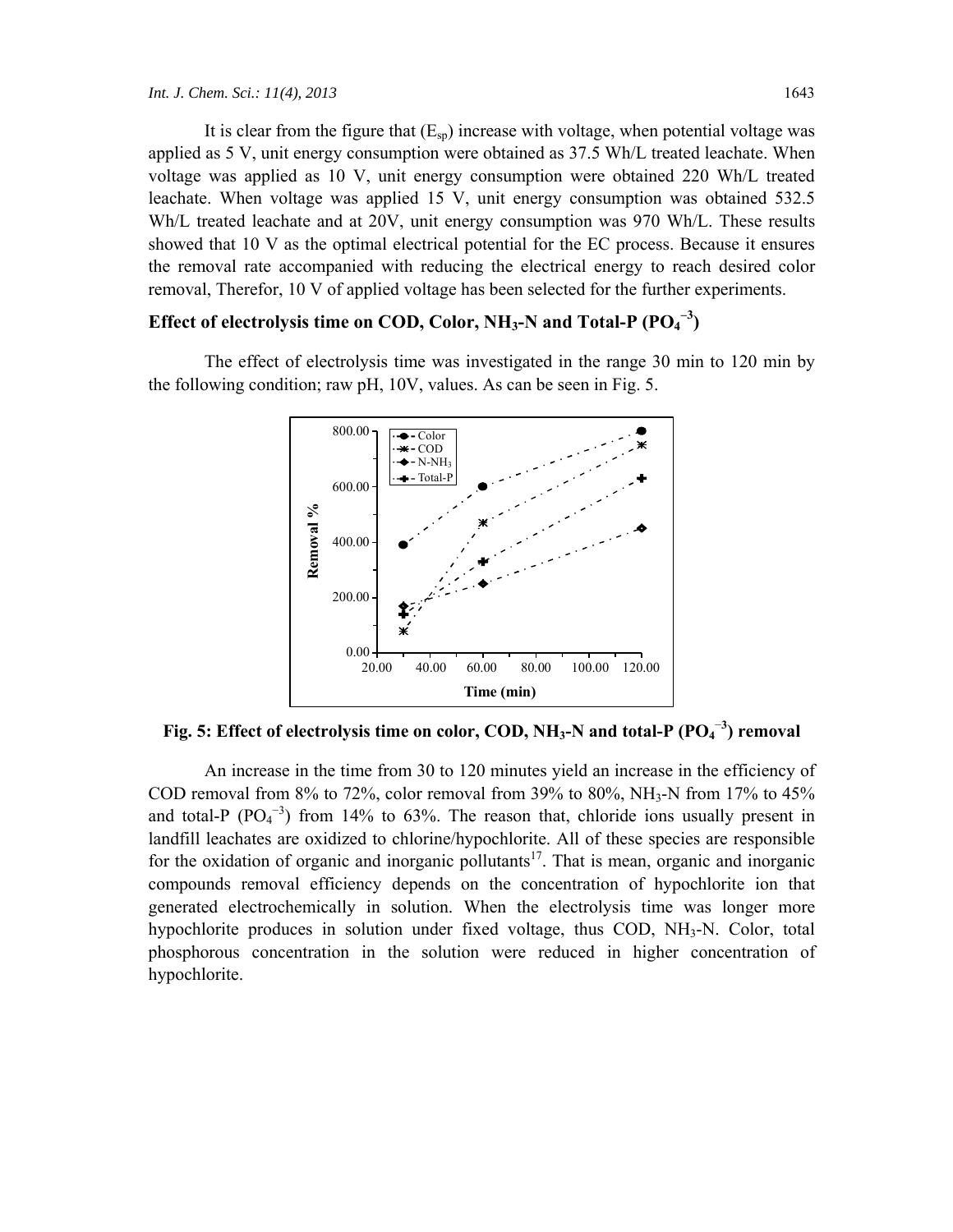It is clear from the figure that ($E_{sp}$) increase with voltage, when potential voltage was applied as 5 V, unit energy consumption were obtained as 37.5 Wh/L treated leachate. When voltage was applied as 10 V, unit energy consumption were obtained 220 Wh/L treated leachate. When voltage was applied 15 V, unit energy consumption was obtained 532.5 Wh/L treated leachate and at 20V, unit energy consumption was 970 Wh/L. These results showed that 10 V as the optimal electrical potential for the EC process. Because it ensures the removal rate accompanied with reducing the electrical energy to reach desired color removal, Therefor, 10 V of applied voltage has been selected for the further experiments.

### Effect of electrolysis time on COD, Color, $NH_3$-N and Total-P ($PO_4^{-3}$)

The effect of electrolysis time was investigated in the range 30 min to 120 min by the following condition; raw pH, 10V, values. As can be seen in Fig. 5.

**Fig. 5: Effect of electrolysis time on color, COD, $NH_3$-N and total-P ($PO_4^{-3}$) removal**

An increase in the time from 30 to 120 minutes yield an increase in the efficiency of COD removal from 8% to 72%, color removal from 39% to 80%, $NH_3$-N from 17% to 45% and total-P ($PO_4^{-3}$) from 14% to 63%. The reason that, chloride ions usually present in landfill leachates are oxidized to chlorine/hypochlorite. All of these species are responsible for the oxidation of organic and inorganic pollutants[17]. That is mean, organic and inorganic compounds removal efficiency depends on the concentration of hypochlorite ion that generated electrochemically in solution. When the electrolysis time was longer more hypochlorite produces in solution under fixed voltage, thus COD, $NH_3$-N. Color, total phosphorous concentration in the solution were reduced in higher concentration of hypochlorite.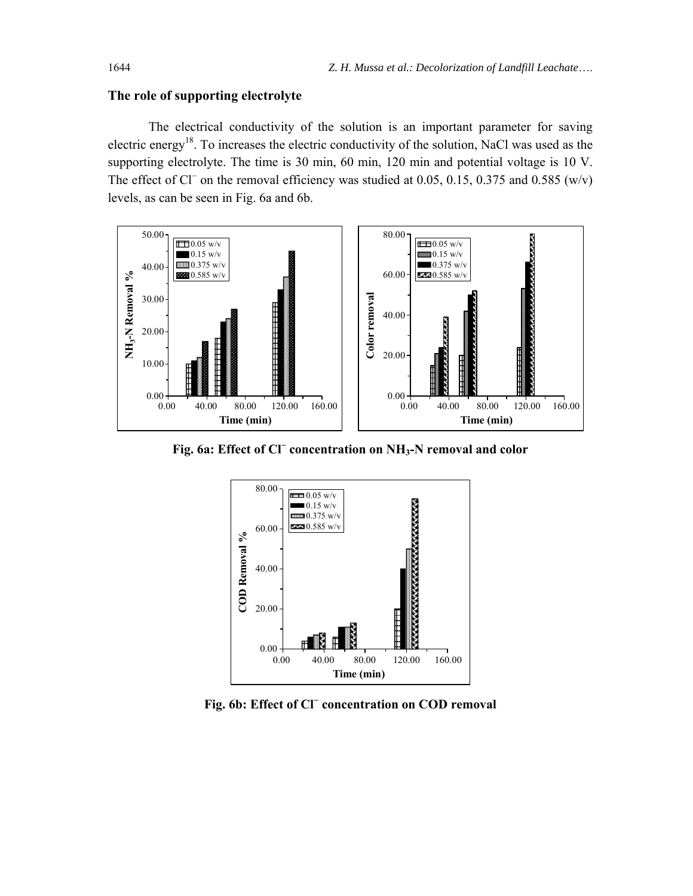## The role of supporting electrolyte

The electrical conductivity of the solution is an important parameter for saving electric energy[18]. To increases the electric conductivity of the solution, NaCl was used as the supporting electrolyte. The time is 30 min, 60 min, 120 min and potential voltage is 10 V. The effect of $Cl^-$ on the removal efficiency was studied at 0.05, 0.15, 0.375 and 0.585 (w/v) levels, as can be seen in Fig. 6a and 6b.

**Fig. 6a: Effect of $Cl^-$ concentration on $NH_3$-N removal and color**

**Fig. 6b: Effect of $Cl^-$ concentration on COD removal**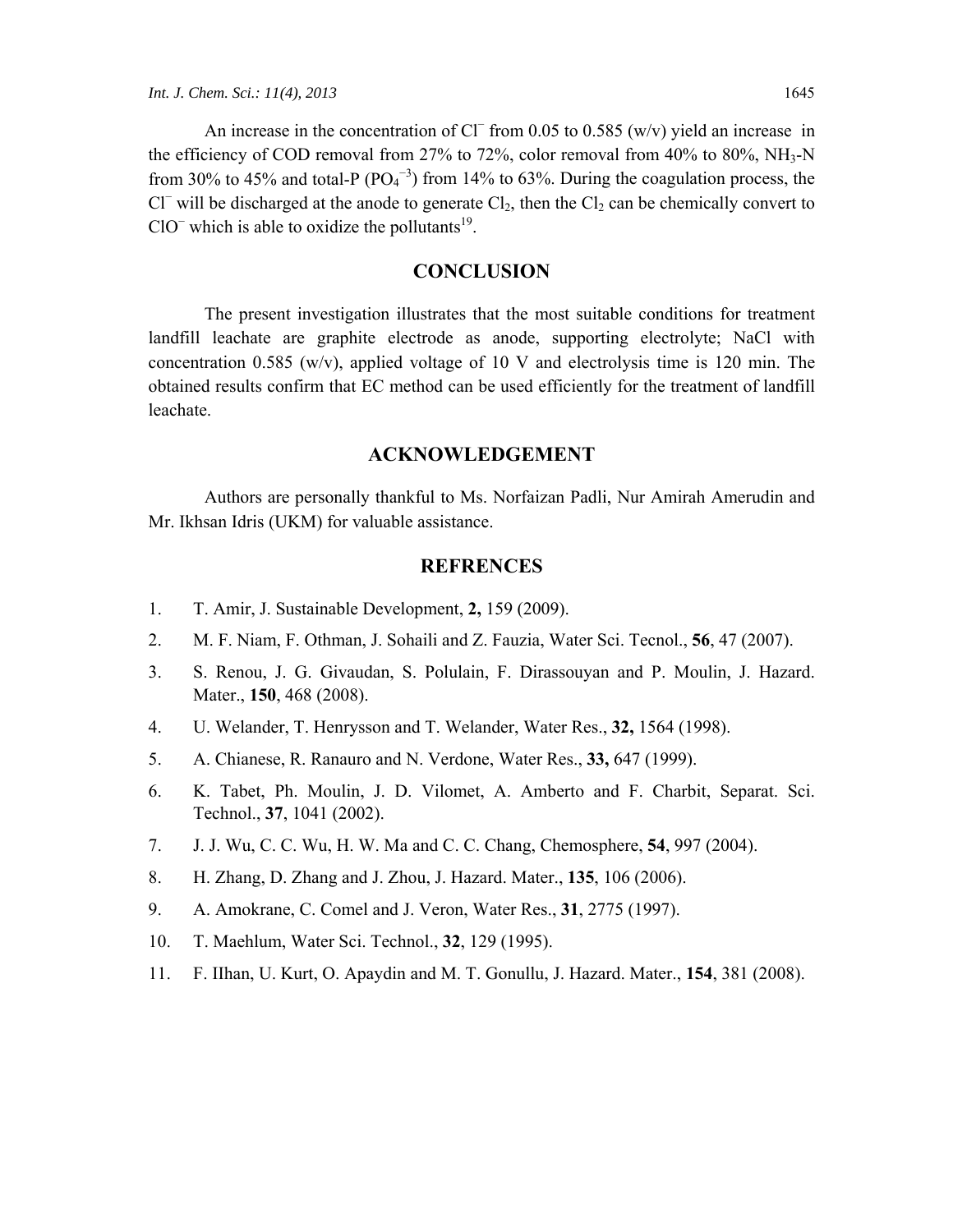An increase in the concentration of $Cl^-$ from 0.05 to 0.585 (w/v) yield an increase in the efficiency of COD removal from 27% to 72%, color removal from 40% to 80%, $NH_3$-N from 30% to 45% and total-P ($PO_4^{-3}$) from 14% to 63%. During the coagulation process, the $Cl^-$ will be discharged at the anode to generate $Cl_2$, then the $Cl_2$ can be chemically convert to $ClO^-$ which is able to oxidize the pollutants[19].

## CONCLUSION

The present investigation illustrates that the most suitable conditions for treatment landfill leachate are graphite electrode as anode, supporting electrolyte; NaCl with concentration 0.585 (w/v), applied voltage of 10 V and electrolysis time is 120 min. The obtained results confirm that EC method can be used efficiently for the treatment of landfill leachate.

## ACKNOWLEDGEMENT

Authors are personally thankful to Ms. Norfaizan Padli, Nur Amirah Amerudin and Mr. Ikhsan Idris (UKM) for valuable assistance.

## REFRENCES

1. T. Amir, J. Sustainable Development, **2,** 159 (2009).
2. M. F. Niam, F. Othman, J. Sohaili and Z. Fauzia, Water Sci. Tecnol., **56**, 47 (2007).
3. S. Renou, J. G. Givaudan, S. Polulain, F. Dirassouyan and P. Moulin, J. Hazard. Mater., **150**, 468 (2008).
4. U. Welander, T. Henrysson and T. Welander, Water Res., **32,** 1564 (1998).
5. A. Chianese, R. Ranauro and N. Verdone, Water Res., **33,** 647 (1999).
6. K. Tabet, Ph. Moulin, J. D. Vilomet, A. Amberto and F. Charbit, Separat. Sci. Technol., **37**, 1041 (2002).
7. J. J. Wu, C. C. Wu, H. W. Ma and C. C. Chang, Chemosphere, **54**, 997 (2004).
8. H. Zhang, D. Zhang and J. Zhou, J. Hazard. Mater., **135**, 106 (2006).
9. A. Amokrane, C. Comel and J. Veron, Water Res., **31**, 2775 (1997).
10. T. Maehlum, Water Sci. Technol., **32**, 129 (1995).
11. F. IIhan, U. Kurt, O. Apaydin and M. T. Gonullu, J. Hazard. Mater., **154**, 381 (2008).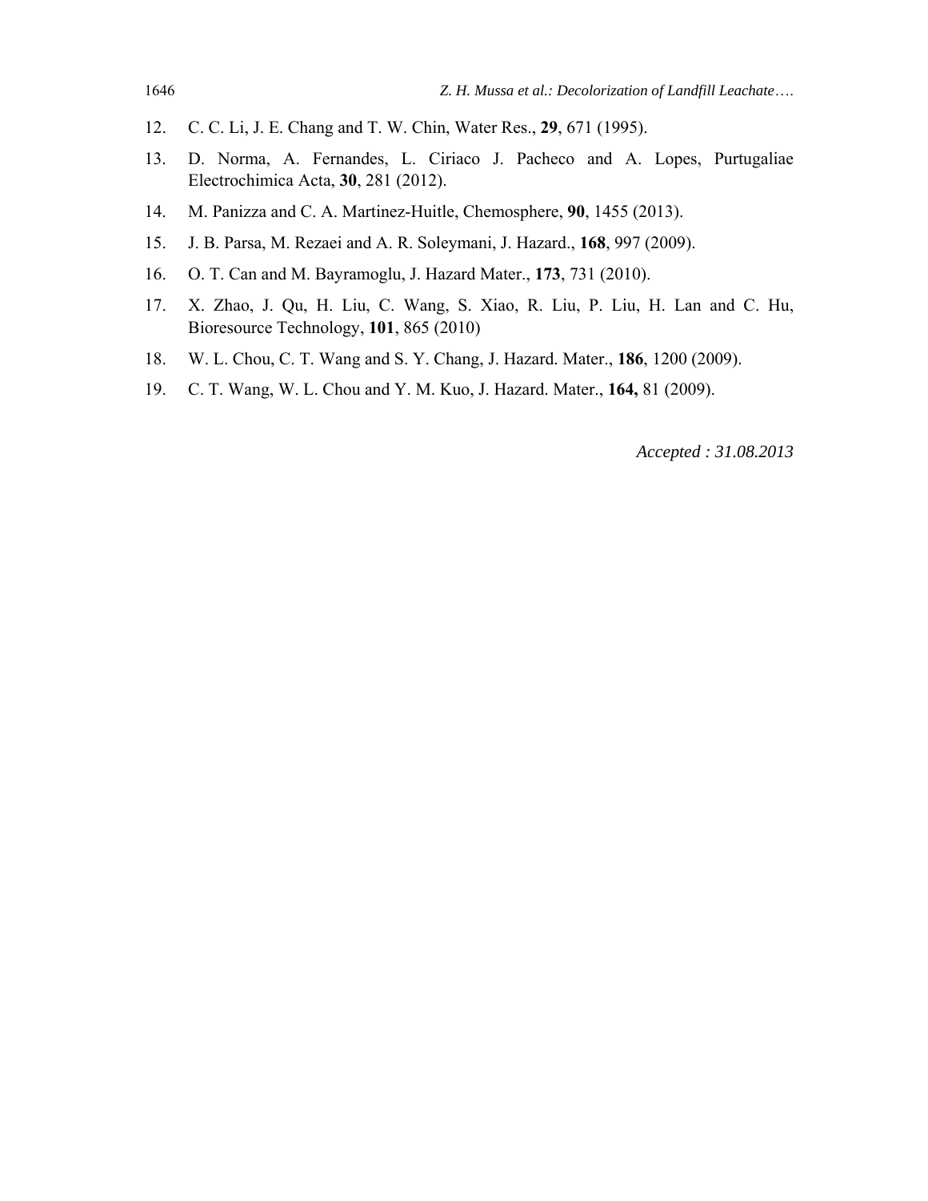12. C. C. Li, J. E. Chang and T. W. Chin, Water Res., **29**, 671 (1995).
13. D. Norma, A. Fernandes, L. Ciriaco J. Pacheco and A. Lopes, Purtugaliae Electrochimica Acta, **30**, 281 (2012).
14. M. Panizza and C. A. Martinez-Huitle, Chemosphere, **90**, 1455 (2013).
15. J. B. Parsa, M. Rezaei and A. R. Soleymani, J. Hazard., **168**, 997 (2009).
16. O. T. Can and M. Bayramoglu, J. Hazard Mater., **173**, 731 (2010).
17. X. Zhao, J. Qu, H. Liu, C. Wang, S. Xiao, R. Liu, P. Liu, H. Lan and C. Hu, Bioresource Technology, **101**, 865 (2010)
18. W. L. Chou, C. T. Wang and S. Y. Chang, J. Hazard. Mater., **186**, 1200 (2009).
19. C. T. Wang, W. L. Chou and Y. M. Kuo, J. Hazard. Mater., **164,** 81 (2009).

*Accepted : 31.08.2013*